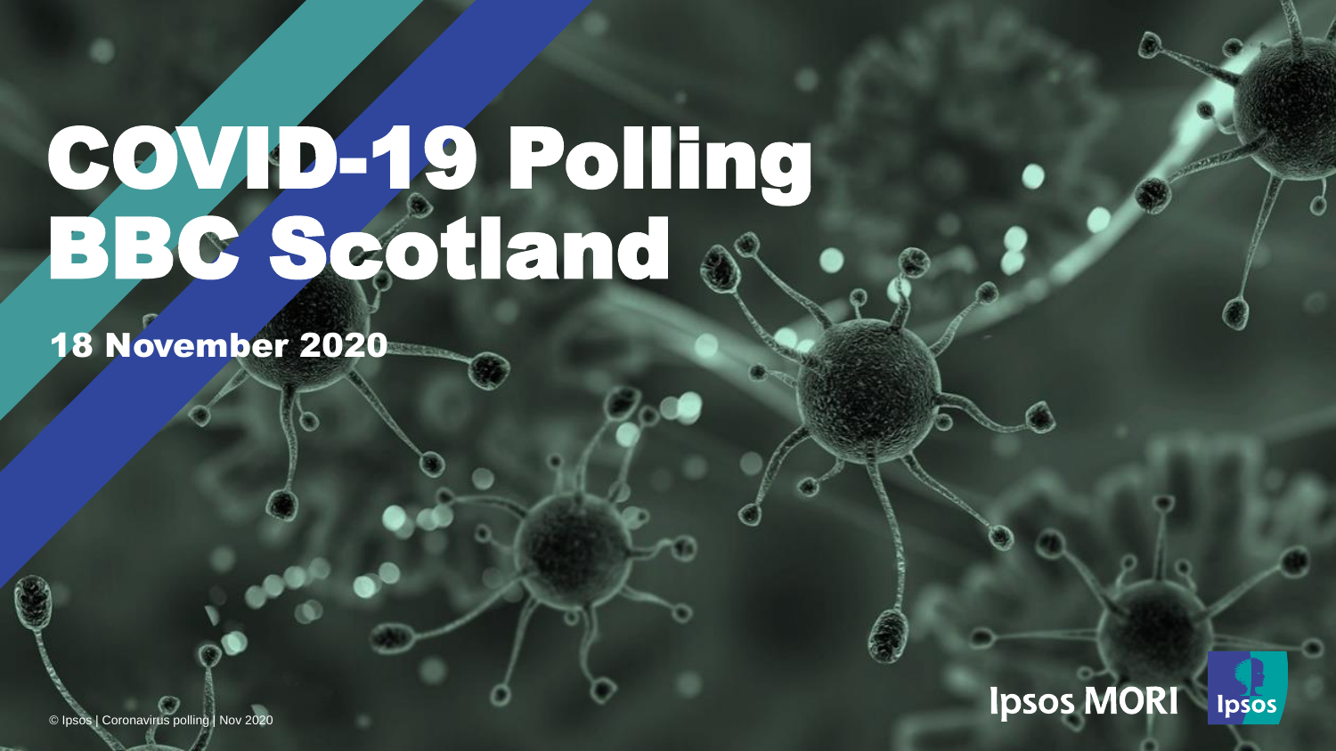# COVID-19 Polling BBC Scotland

18 November 2020

© Ipsos | Coronavirus polling | Nov 2020

Ipsos MORI

Ipsos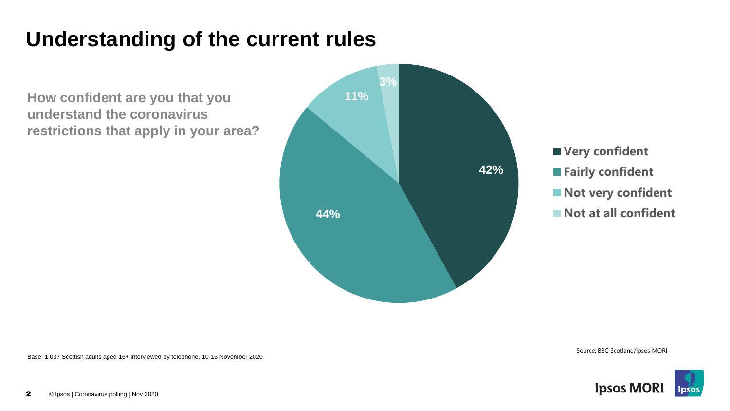# Understanding of the current rules

**How confident are you that you understand the coronavirus restrictions that apply in your area?**

| Response | % |
|---|---|
| Very confident | 42% |
| Fairly confident | 44% |
| Not very confident | 11% |
| Not at all confident | 3% |

Base: 1,037 Scottish adults aged 16+ interviewed by telephone, 10-15 November 2020

Source: BBC Scotland/Ipsos MORI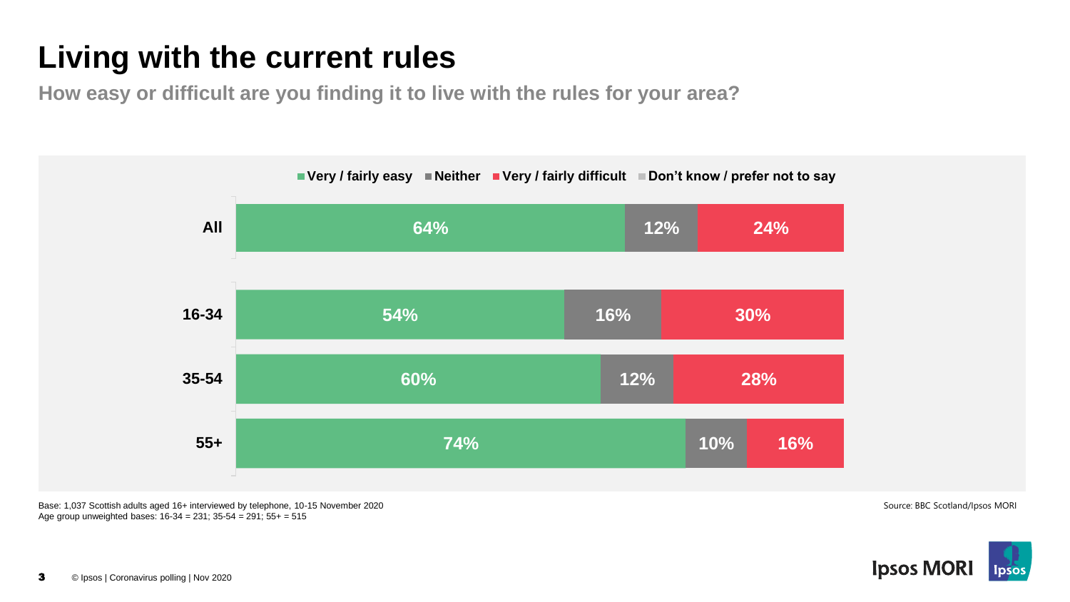# Living with the current rules

**How easy or difficult are you finding it to live with the rules for your area?**

| | Very / fairly easy | Neither | Very / fairly difficult | Don't know / prefer not to say |
|---|---|---|---|---|
| All | 64% | 12% | 24% | |
| 16-34 | 54% | 16% | 30% | |
| 35-54 | 60% | 12% | 28% | |
| 55+ | 74% | 10% | 16% | |

Base: 1,037 Scottish adults aged 16+ interviewed by telephone, 10-15 November 2020
Age group unweighted bases: 16-34 = 231; 35-54 = 291; 55+ = 515

Source: BBC Scotland/Ipsos MORI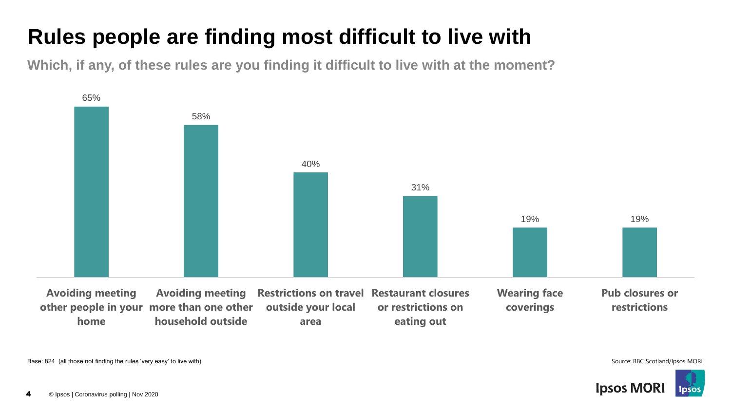# Rules people are finding most difficult to live with

**Which, if any, of these rules are you finding it difficult to live with at the moment?**

| Rule | % |
|---|---|
| Avoiding meeting other people in your home | 65% |
| Avoiding meeting more than one other household outside | 58% |
| Restrictions on travel outside your local area | 40% |
| Restaurant closures or restrictions on eating out | 31% |
| Wearing face coverings | 19% |
| Pub closures or restrictions | 19% |

Base: 824 (all those not finding the rules 'very easy' to live with)

Source: BBC Scotland/Ipsos MORI

© Ipsos | Coronavirus polling | Nov 2020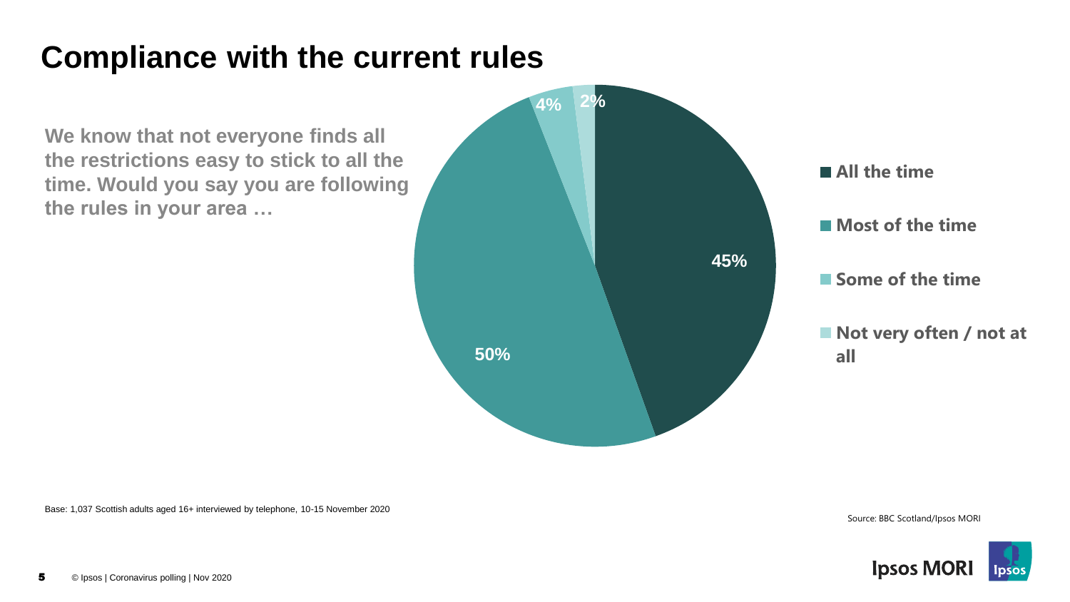# Compliance with the current rules

**We know that not everyone finds all the restrictions easy to stick to all the time. Would you say you are following the rules in your area …**

| Response | % |
|---|---|
| All the time | 45% |
| Most of the time | 50% |
| Some of the time | 4% |
| Not very often / not at all | 2% |

Base: 1,037 Scottish adults aged 16+ interviewed by telephone, 10-15 November 2020

Source: BBC Scotland/Ipsos MORI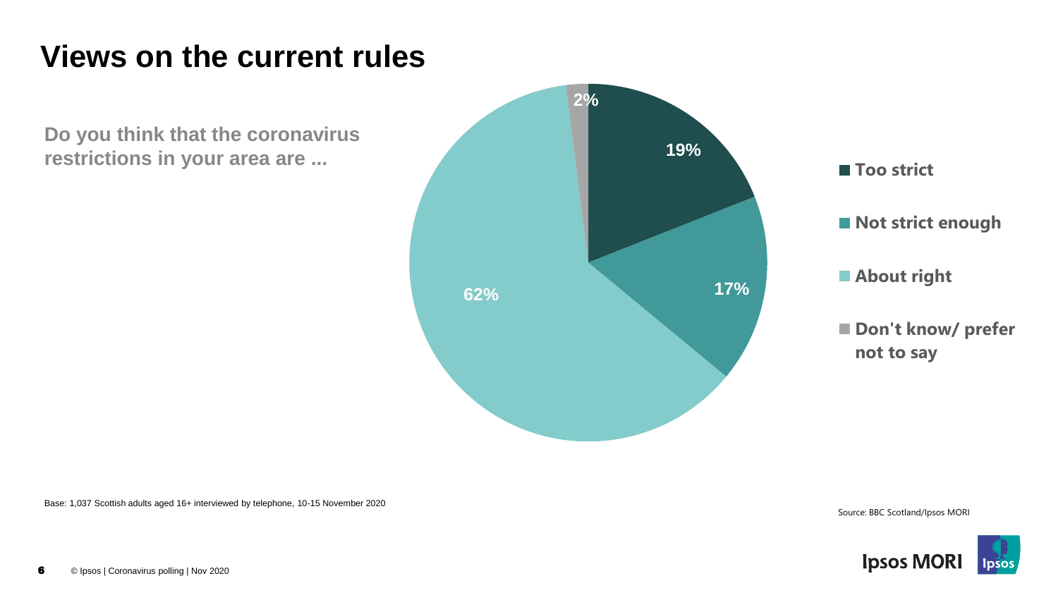# Views on the current rules

**Do you think that the coronavirus restrictions in your area are ...**

| Response | % |
|---|---|
| Too strict | 19% |
| Not strict enough | 17% |
| About right | 62% |
| Don't know/ prefer not to say | 2% |

Base: 1,037 Scottish adults aged 16+ interviewed by telephone, 10-15 November 2020

Source: BBC Scotland/Ipsos MORI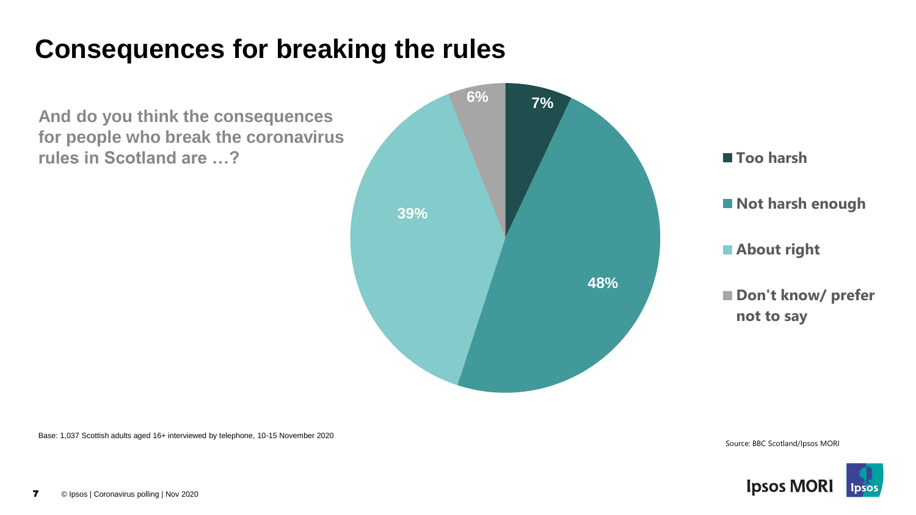# Consequences for breaking the rules

**And do you think the consequences for people who break the coronavirus rules in Scotland are …?**

| Response | % |
| --- | --- |
| Too harsh | 7% |
| Not harsh enough | 48% |
| About right | 39% |
| Don't know/ prefer not to say | 6% |

Base: 1,037 Scottish adults aged 16+ interviewed by telephone, 10-15 November 2020

Source: BBC Scotland/Ipsos MORI

© Ipsos | Coronavirus polling | Nov 2020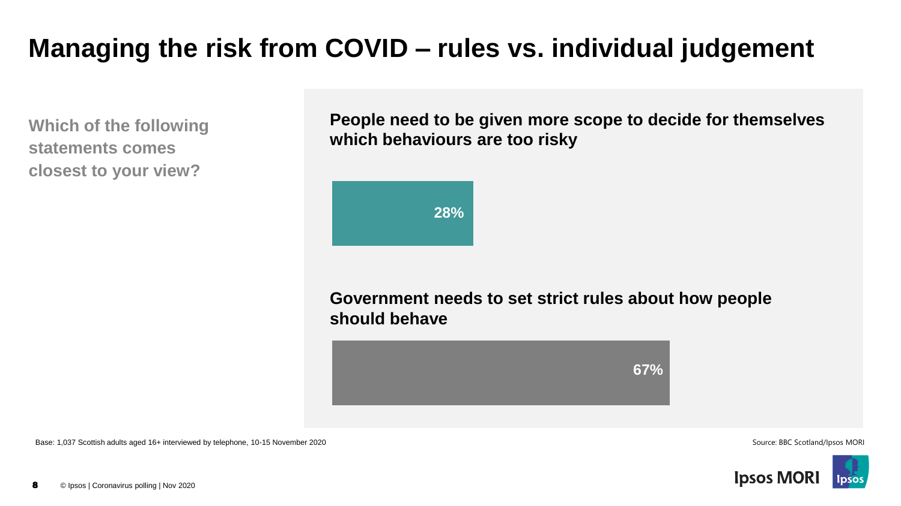# Managing the risk from COVID – rules vs. individual judgement

**Which of the following statements comes closest to your view?**

**People need to be given more scope to decide for themselves which behaviours are too risky**

28%

**Government needs to set strict rules about how people should behave**

67%

Base: 1,037 Scottish adults aged 16+ interviewed by telephone, 10-15 November 2020

Source: BBC Scotland/Ipsos MORI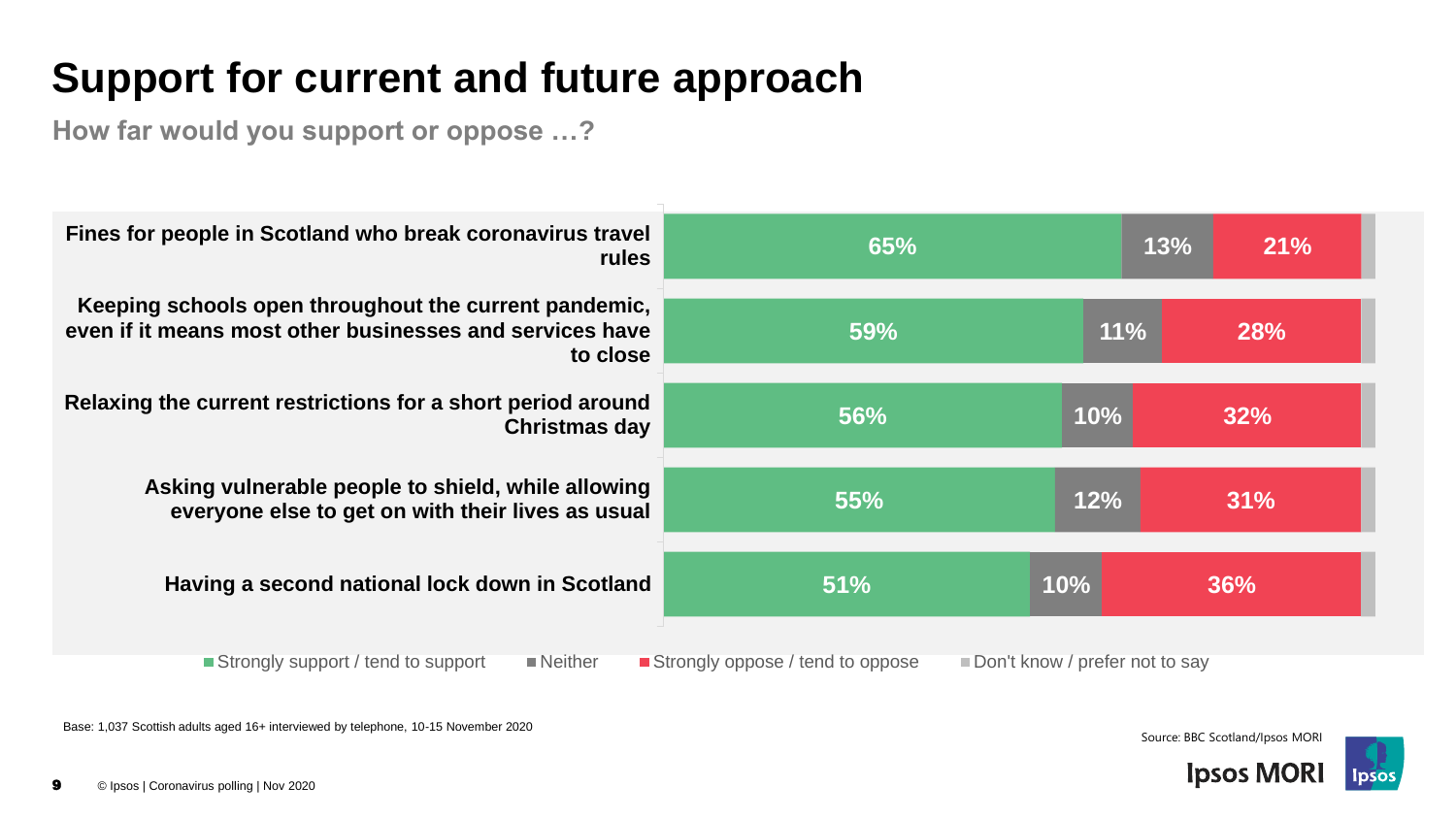# Support for current and future approach

**How far would you support or oppose …?**

| | Strongly support / tend to support | Neither | Strongly oppose / tend to oppose | Don't know / prefer not to say |
|---|---|---|---|---|
| Fines for people in Scotland who break coronavirus travel rules | 65% | 13% | 21% | |
| Keeping schools open throughout the current pandemic, even if it means most other businesses and services have to close | 59% | 11% | 28% | |
| Relaxing the current restrictions for a short period around Christmas day | 56% | 10% | 32% | |
| Asking vulnerable people to shield, while allowing everyone else to get on with their lives as usual | 55% | 12% | 31% | |
| Having a second national lock down in Scotland | 51% | 10% | 36% | |

Base: 1,037 Scottish adults aged 16+ interviewed by telephone, 10-15 November 2020

Source: BBC Scotland/Ipsos MORI

© Ipsos | Coronavirus polling | Nov 2020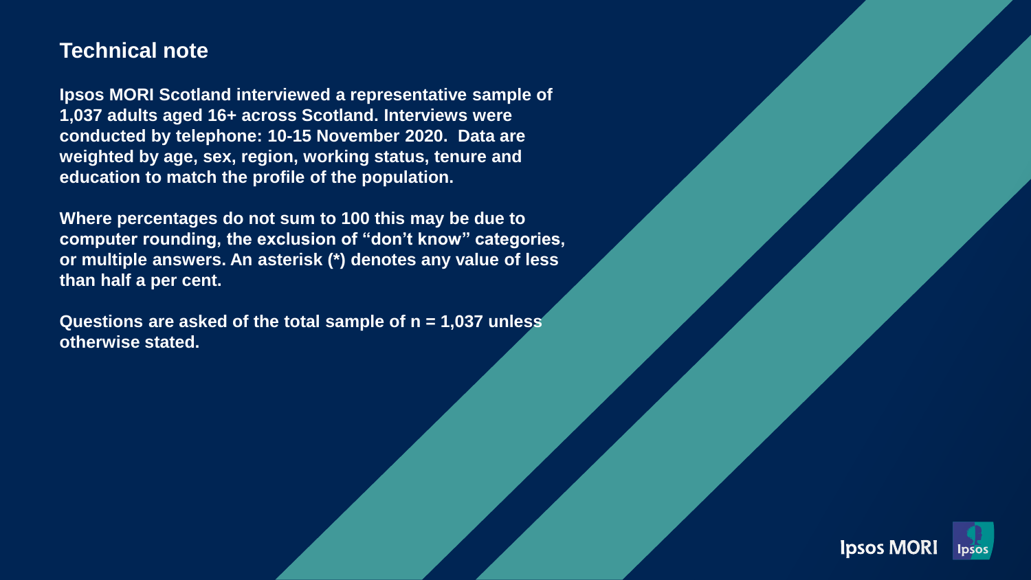## Technical note

**Ipsos MORI Scotland interviewed a representative sample of 1,037 adults aged 16+ across Scotland. Interviews were conducted by telephone: 10-15 November 2020. Data are weighted by age, sex, region, working status, tenure and education to match the profile of the population.**

**Where percentages do not sum to 100 this may be due to computer rounding, the exclusion of "don't know" categories, or multiple answers. An asterisk (*) denotes any value of less than half a per cent.**

**Questions are asked of the total sample of n = 1,037 unless otherwise stated.**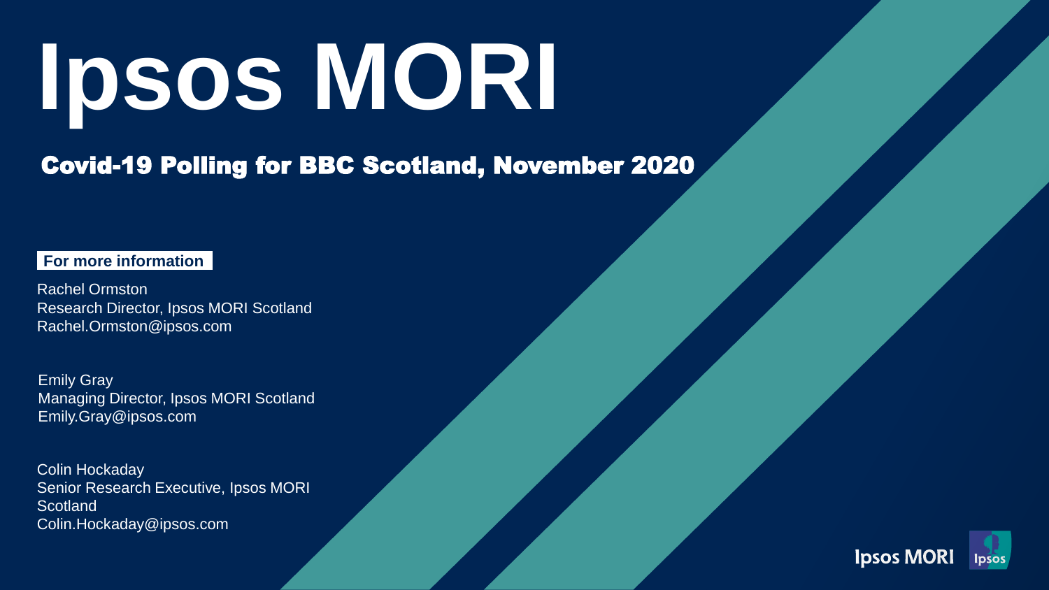# Ipsos MORI

## Covid-19 Polling for BBC Scotland, November 2020

**For more information**

Rachel Ormston
Research Director, Ipsos MORI Scotland
Rachel.Ormston@ipsos.com

Emily Gray
Managing Director, Ipsos MORI Scotland
Emily.Gray@ipsos.com

Colin Hockaday
Senior Research Executive, Ipsos MORI Scotland
Colin.Hockaday@ipsos.com